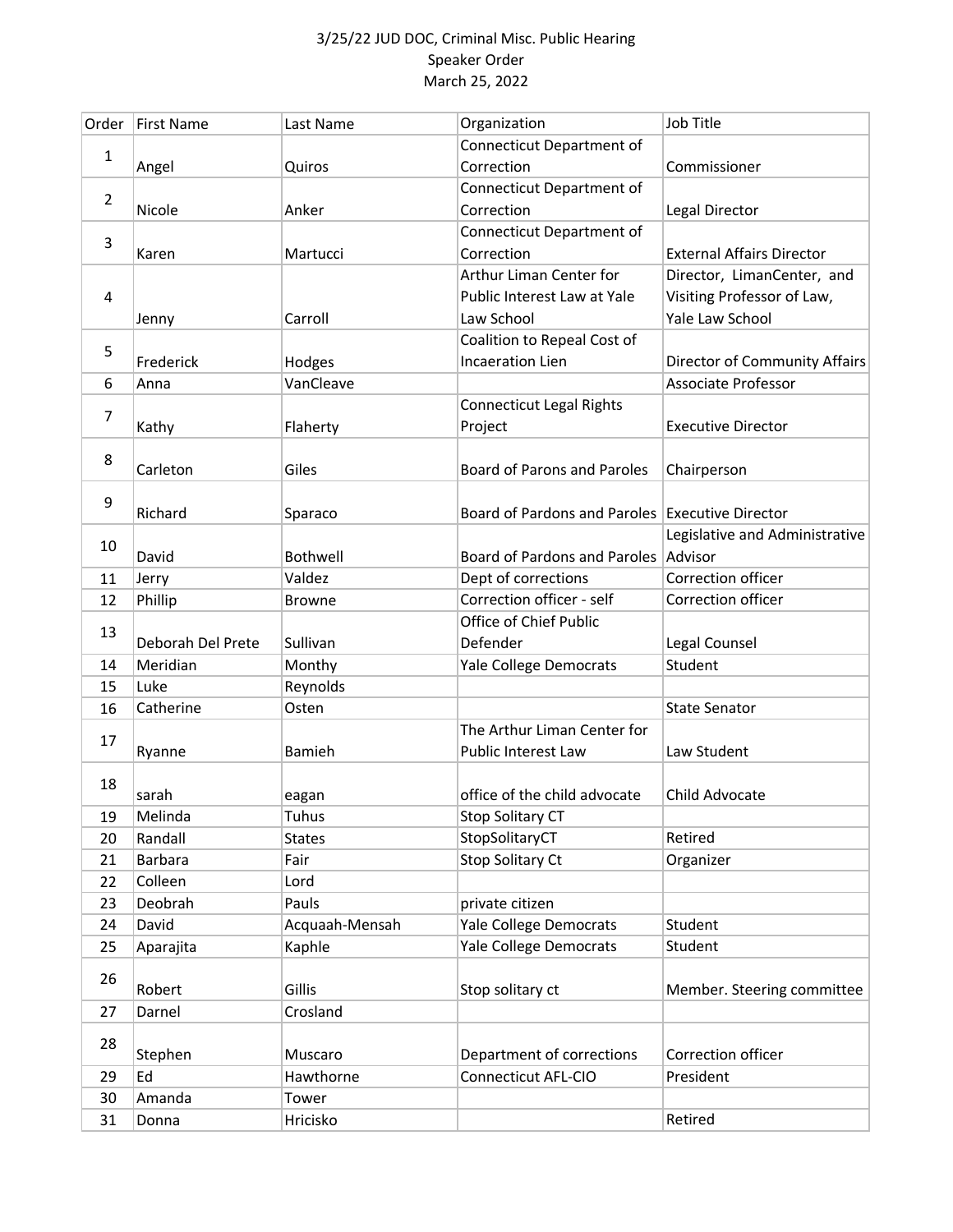3/25/22 JUD DOC, Criminal Misc. Public Hearing
Speaker Order
March 25, 2022

| Order | First Name | Last Name | Organization | Job Title |
|---|---|---|---|---|
| 1 | Angel | Quiros | Connecticut Department of Correction | Commissioner |
| 2 | Nicole | Anker | Connecticut Department of Correction | Legal Director |
| 3 | Karen | Martucci | Connecticut Department of Correction | External Affairs Director |
| 4 | Jenny | Carroll | Arthur Liman Center for Public Interest Law at Yale Law School | Director, LimanCenter, and Visiting Professor of Law, Yale Law School |
| 5 | Frederick | Hodges | Coalition to Repeal Cost of Incaeration Lien | Director of Community Affairs |
| 6 | Anna | VanCleave | | Associate Professor |
| 7 | Kathy | Flaherty | Connecticut Legal Rights Project | Executive Director |
| 8 | Carleton | Giles | Board of Parons and Paroles | Chairperson |
| 9 | Richard | Sparaco | Board of Pardons and Paroles | Executive Director |
| 10 | David | Bothwell | Board of Pardons and Paroles | Legislative and Administrative Advisor |
| 11 | Jerry | Valdez | Dept of corrections | Correction officer |
| 12 | Phillip | Browne | Correction officer - self | Correction officer |
| 13 | Deborah Del Prete | Sullivan | Office of Chief Public Defender | Legal Counsel |
| 14 | Meridian | Monthy | Yale College Democrats | Student |
| 15 | Luke | Reynolds | | |
| 16 | Catherine | Osten | | State Senator |
| 17 | Ryanne | Bamieh | The Arthur Liman Center for Public Interest Law | Law Student |
| 18 | sarah | eagan | office of the child advocate | Child Advocate |
| 19 | Melinda | Tuhus | Stop Solitary CT | |
| 20 | Randall | States | StopSolitaryCT | Retired |
| 21 | Barbara | Fair | Stop Solitary Ct | Organizer |
| 22 | Colleen | Lord | | |
| 23 | Deobrah | Pauls | private citizen | |
| 24 | David | Acquaah-Mensah | Yale College Democrats | Student |
| 25 | Aparajita | Kaphle | Yale College Democrats | Student |
| 26 | Robert | Gillis | Stop solitary ct | Member. Steering committee |
| 27 | Darnel | Crosland | | |
| 28 | Stephen | Muscaro | Department of corrections | Correction officer |
| 29 | Ed | Hawthorne | Connecticut AFL-CIO | President |
| 30 | Amanda | Tower | | |
| 31 | Donna | Hricisko | | Retired |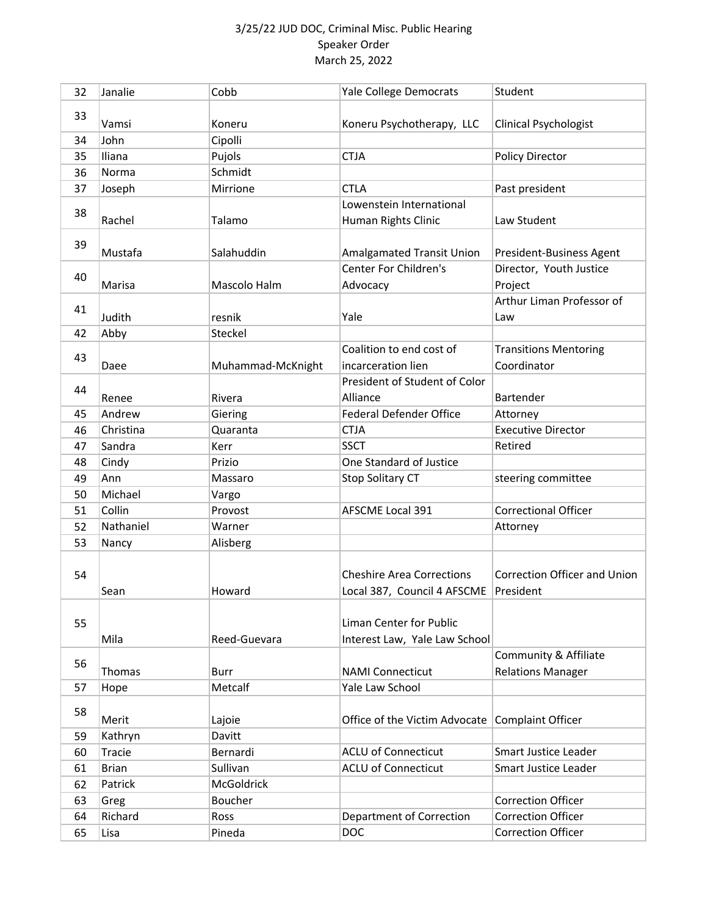3/25/22 JUD DOC, Criminal Misc. Public Hearing
Speaker Order
March 25, 2022

| 32 | Janalie | Cobb | Yale College Democrats | Student |
|---|---|---|---|---|
| 33 | Vamsi | Koneru | Koneru Psychotherapy, LLC | Clinical Psychologist |
| 34 | John | Cipolli | | |
| 35 | Iliana | Pujols | CTJA | Policy Director |
| 36 | Norma | Schmidt | | |
| 37 | Joseph | Mirrione | CTLA | Past president |
| 38 | Rachel | Talamo | Lowenstein International Human Rights Clinic | Law Student |
| 39 | Mustafa | Salahuddin | Amalgamated Transit Union | President-Business Agent |
| 40 | Marisa | Mascolo Halm | Center For Children's Advocacy | Director, Youth Justice Project |
| 41 | Judith | resnik | Yale | Arthur Liman Professor of Law |
| 42 | Abby | Steckel | | |
| 43 | Daee | Muhammad-McKnight | Coalition to end cost of incarceration lien | Transitions Mentoring Coordinator |
| 44 | Renee | Rivera | President of Student of Color Alliance | Bartender |
| 45 | Andrew | Giering | Federal Defender Office | Attorney |
| 46 | Christina | Quaranta | CTJA | Executive Director |
| 47 | Sandra | Kerr | SSCT | Retired |
| 48 | Cindy | Prizio | One Standard of Justice | |
| 49 | Ann | Massaro | Stop Solitary CT | steering committee |
| 50 | Michael | Vargo | | |
| 51 | Collin | Provost | AFSCME Local 391 | Correctional Officer |
| 52 | Nathaniel | Warner | | Attorney |
| 53 | Nancy | Alisberg | | |
| 54 | Sean | Howard | Cheshire Area Corrections Local 387, Council 4 AFSCME | Correction Officer and Union President |
| 55 | Mila | Reed-Guevara | Liman Center for Public Interest Law, Yale Law School | |
| 56 | Thomas | Burr | NAMI Connecticut | Community & Affiliate Relations Manager |
| 57 | Hope | Metcalf | Yale Law School | |
| 58 | Merit | Lajoie | Office of the Victim Advocate | Complaint Officer |
| 59 | Kathryn | Davitt | | |
| 60 | Tracie | Bernardi | ACLU of Connecticut | Smart Justice Leader |
| 61 | Brian | Sullivan | ACLU of Connecticut | Smart Justice Leader |
| 62 | Patrick | McGoldrick | | |
| 63 | Greg | Boucher | | Correction Officer |
| 64 | Richard | Ross | Department of Correction | Correction Officer |
| 65 | Lisa | Pineda | DOC | Correction Officer |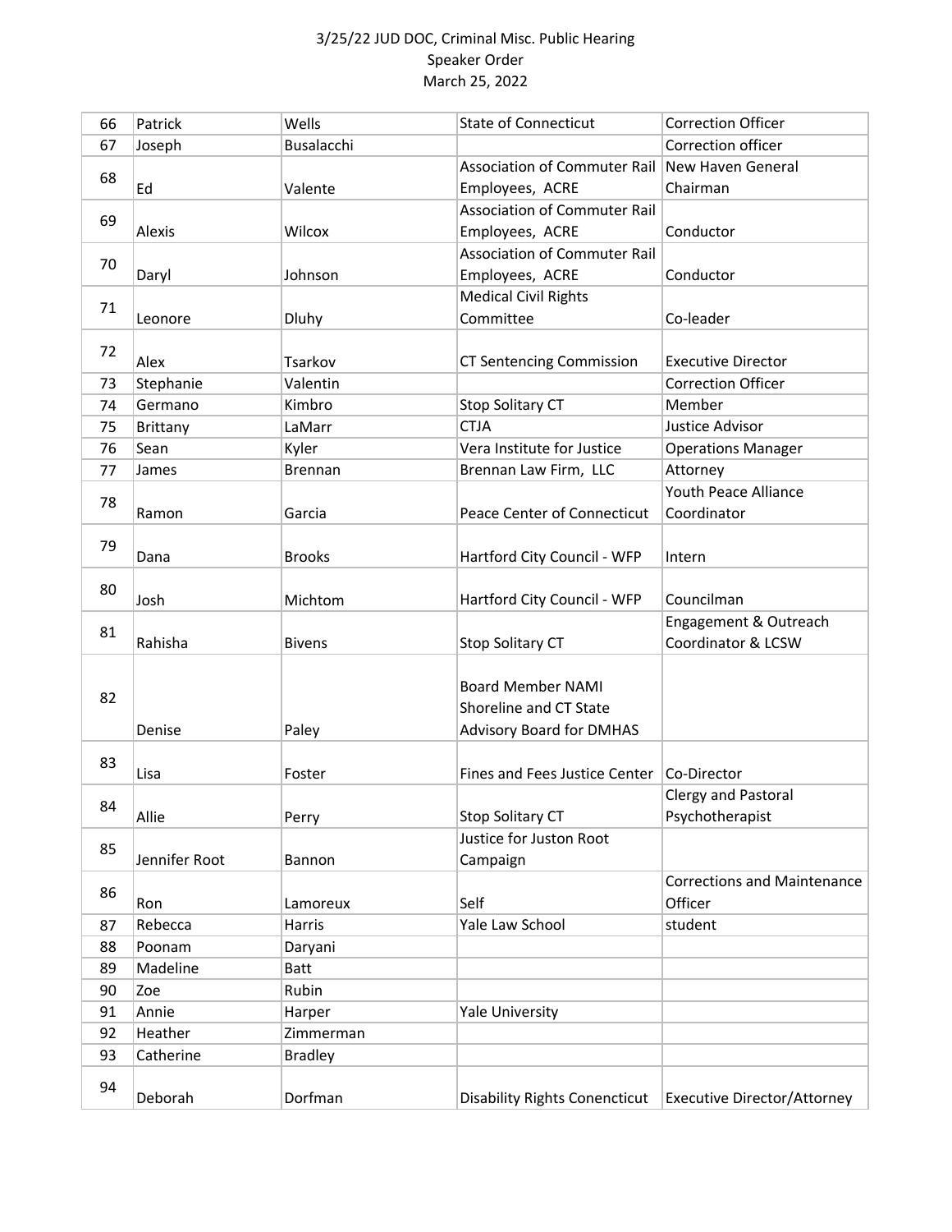3/25/22 JUD DOC, Criminal Misc. Public Hearing
Speaker Order
March 25, 2022

| | | | | |
|---|---|---|---|---|
| 66 | Patrick | Wells | State of Connecticut | Correction Officer |
| 67 | Joseph | Busalacchi | | Correction officer |
| 68 | Ed | Valente | Association of Commuter Rail Employees, ACRE | New Haven General Chairman |
| 69 | Alexis | Wilcox | Association of Commuter Rail Employees, ACRE | Conductor |
| 70 | Daryl | Johnson | Association of Commuter Rail Employees, ACRE | Conductor |
| 71 | Leonore | Dluhy | Medical Civil Rights Committee | Co-leader |
| 72 | Alex | Tsarkov | CT Sentencing Commission | Executive Director |
| 73 | Stephanie | Valentin | | Correction Officer |
| 74 | Germano | Kimbro | Stop Solitary CT | Member |
| 75 | Brittany | LaMarr | CTJA | Justice Advisor |
| 76 | Sean | Kyler | Vera Institute for Justice | Operations Manager |
| 77 | James | Brennan | Brennan Law Firm, LLC | Attorney |
| 78 | Ramon | Garcia | Peace Center of Connecticut | Youth Peace Alliance Coordinator |
| 79 | Dana | Brooks | Hartford City Council - WFP | Intern |
| 80 | Josh | Michtom | Hartford City Council - WFP | Councilman |
| 81 | Rahisha | Bivens | Stop Solitary CT | Engagement & Outreach Coordinator & LCSW |
| 82 | Denise | Paley | Board Member NAMI Shoreline and CT State Advisory Board for DMHAS | |
| 83 | Lisa | Foster | Fines and Fees Justice Center | Co-Director |
| 84 | Allie | Perry | Stop Solitary CT | Clergy and Pastoral Psychotherapist |
| 85 | Jennifer Root | Bannon | Justice for Juston Root Campaign | |
| 86 | Ron | Lamoreux | Self | Corrections and Maintenance Officer |
| 87 | Rebecca | Harris | Yale Law School | student |
| 88 | Poonam | Daryani | | |
| 89 | Madeline | Batt | | |
| 90 | Zoe | Rubin | | |
| 91 | Annie | Harper | Yale University | |
| 92 | Heather | Zimmerman | | |
| 93 | Catherine | Bradley | | |
| 94 | Deborah | Dorfman | Disability Rights Conencticut | Executive Director/Attorney |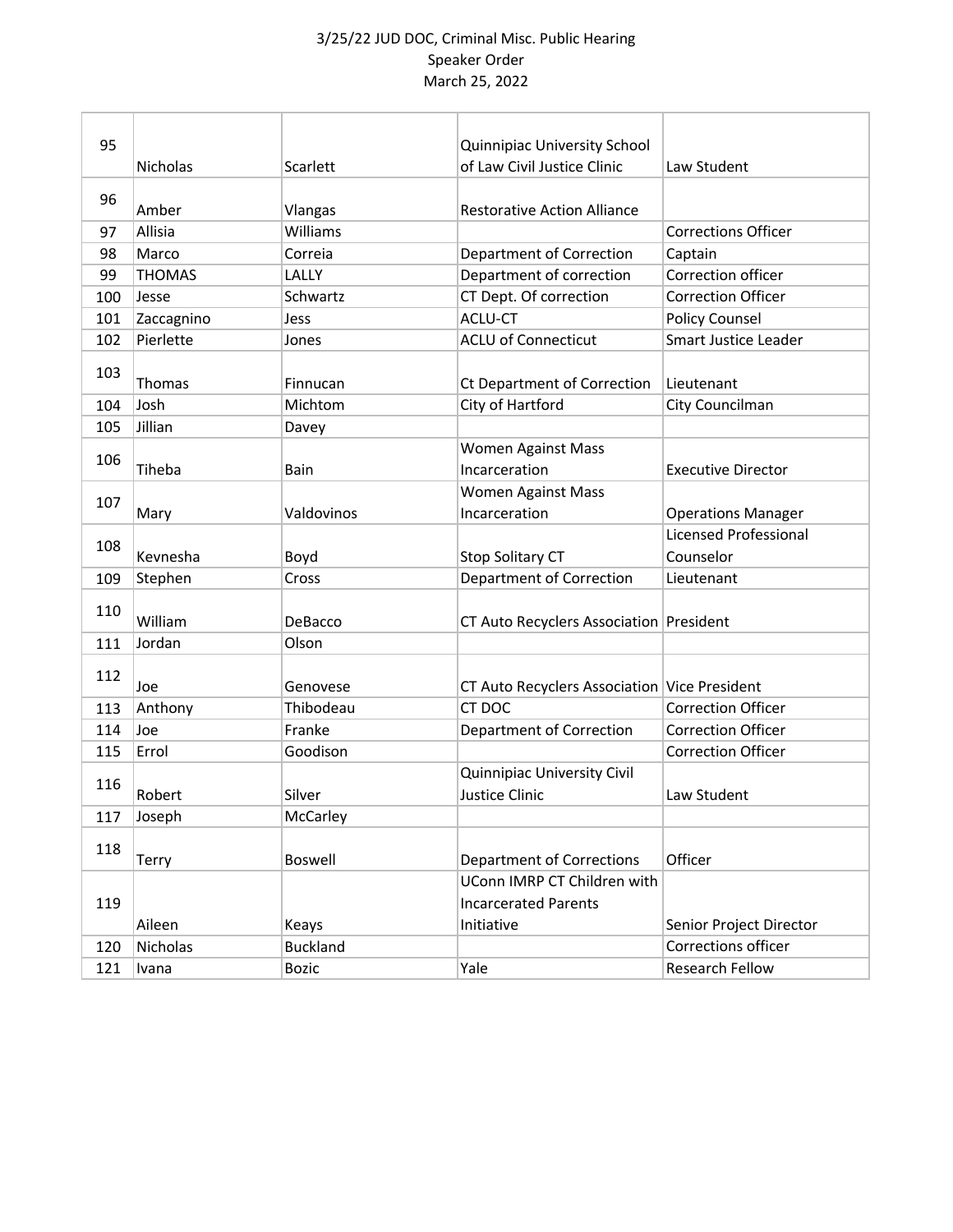3/25/22 JUD DOC, Criminal Misc. Public Hearing
Speaker Order
March 25, 2022

| | | | | |
|---|---|---|---|---|
| 95 | Nicholas | Scarlett | Quinnipiac University School of Law Civil Justice Clinic | Law Student |
| 96 | Amber | Vlangas | Restorative Action Alliance | |
| 97 | Allisia | Williams | | Corrections Officer |
| 98 | Marco | Correia | Department of Correction | Captain |
| 99 | THOMAS | LALLY | Department of correction | Correction officer |
| 100 | Jesse | Schwartz | CT Dept. Of correction | Correction Officer |
| 101 | Zaccagnino | Jess | ACLU-CT | Policy Counsel |
| 102 | Pierlette | Jones | ACLU of Connecticut | Smart Justice Leader |
| 103 | Thomas | Finnucan | Ct Department of Correction | Lieutenant |
| 104 | Josh | Michtom | City of Hartford | City Councilman |
| 105 | Jillian | Davey | | |
| 106 | Tiheba | Bain | Women Against Mass Incarceration | Executive Director |
| 107 | Mary | Valdovinos | Women Against Mass Incarceration | Operations Manager |
| 108 | Kevnesha | Boyd | Stop Solitary CT | Licensed Professional Counselor |
| 109 | Stephen | Cross | Department of Correction | Lieutenant |
| 110 | William | DeBacco | CT Auto Recyclers Association | President |
| 111 | Jordan | Olson | | |
| 112 | Joe | Genovese | CT Auto Recyclers Association | Vice President |
| 113 | Anthony | Thibodeau | CT DOC | Correction Officer |
| 114 | Joe | Franke | Department of Correction | Correction Officer |
| 115 | Errol | Goodison | | Correction Officer |
| 116 | Robert | Silver | Quinnipiac University Civil Justice Clinic | Law Student |
| 117 | Joseph | McCarley | | |
| 118 | Terry | Boswell | Department of Corrections | Officer |
| 119 | Aileen | Keays | UConn IMRP CT Children with Incarcerated Parents Initiative | Senior Project Director |
| 120 | Nicholas | Buckland | | Corrections officer |
| 121 | Ivana | Bozic | Yale | Research Fellow |